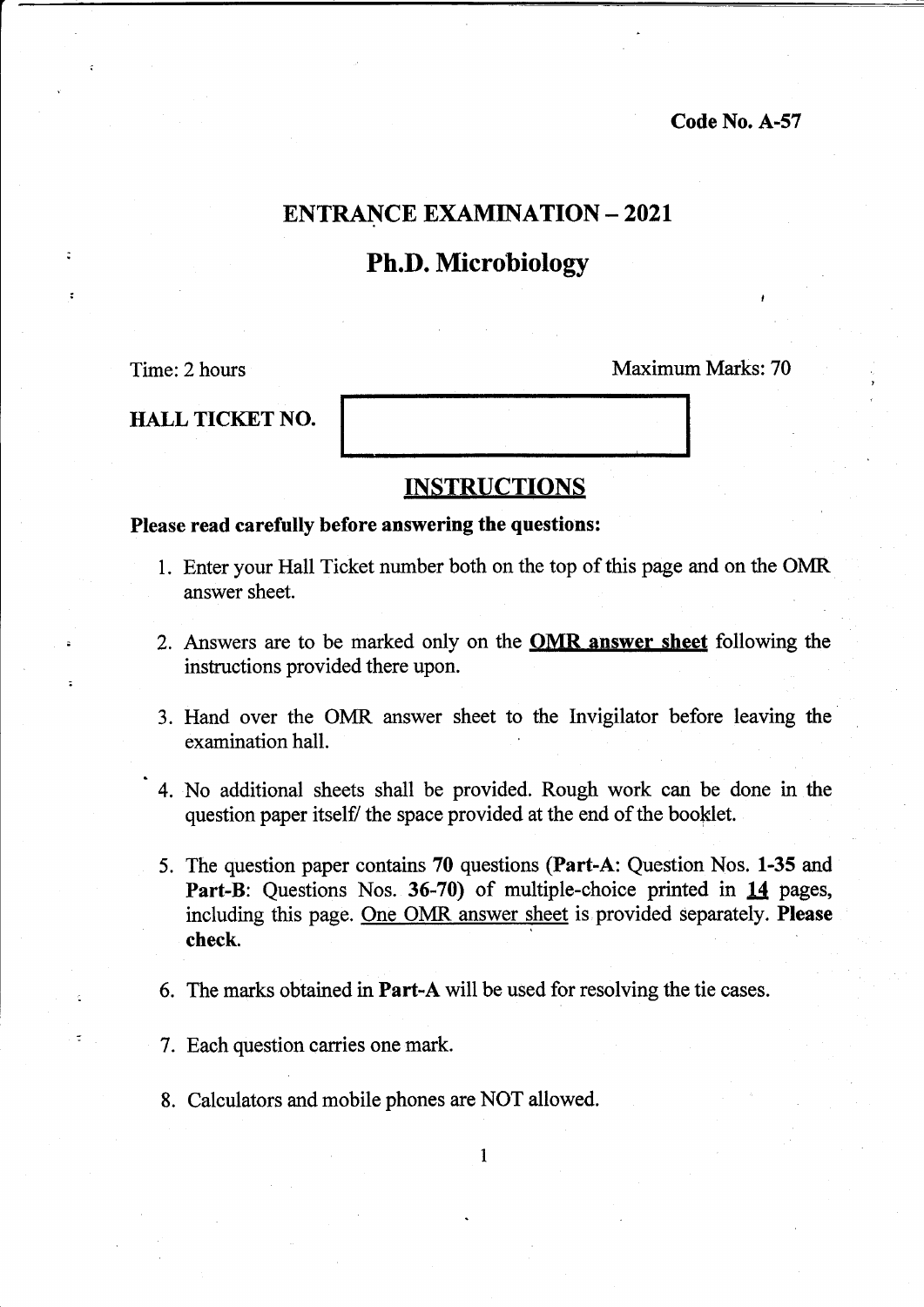**Code No. A-57**

# ENTRANCE EXAMINATION – 2021

## Ph.D. Microbiology

Time: 2 hours | Maximum Marks: 70

**HALL TICKET NO.**

### INSTRUCTIONS

**Please read carefully before answering the questions:**

1. Enter your Hall Ticket number both on the top of this page and on the OMR answer sheet.
2. Answers are to be marked only on the **OMR answer sheet** following the instructions provided there upon.
3. Hand over the OMR answer sheet to the Invigilator before leaving the examination hall.
4. No additional sheets shall be provided. Rough work can be done in the question paper itself/ the space provided at the end of the booklet.
5. The question paper contains **70** questions (**Part-A**: Question Nos. **1-35** and **Part-B**: Questions Nos. **36-70**) of multiple-choice printed in **14** pages, including this page. One OMR answer sheet is provided separately. **Please check.**
6. The marks obtained in **Part-A** will be used for resolving the tie cases.
7. Each question carries one mark.
8. Calculators and mobile phones are NOT allowed.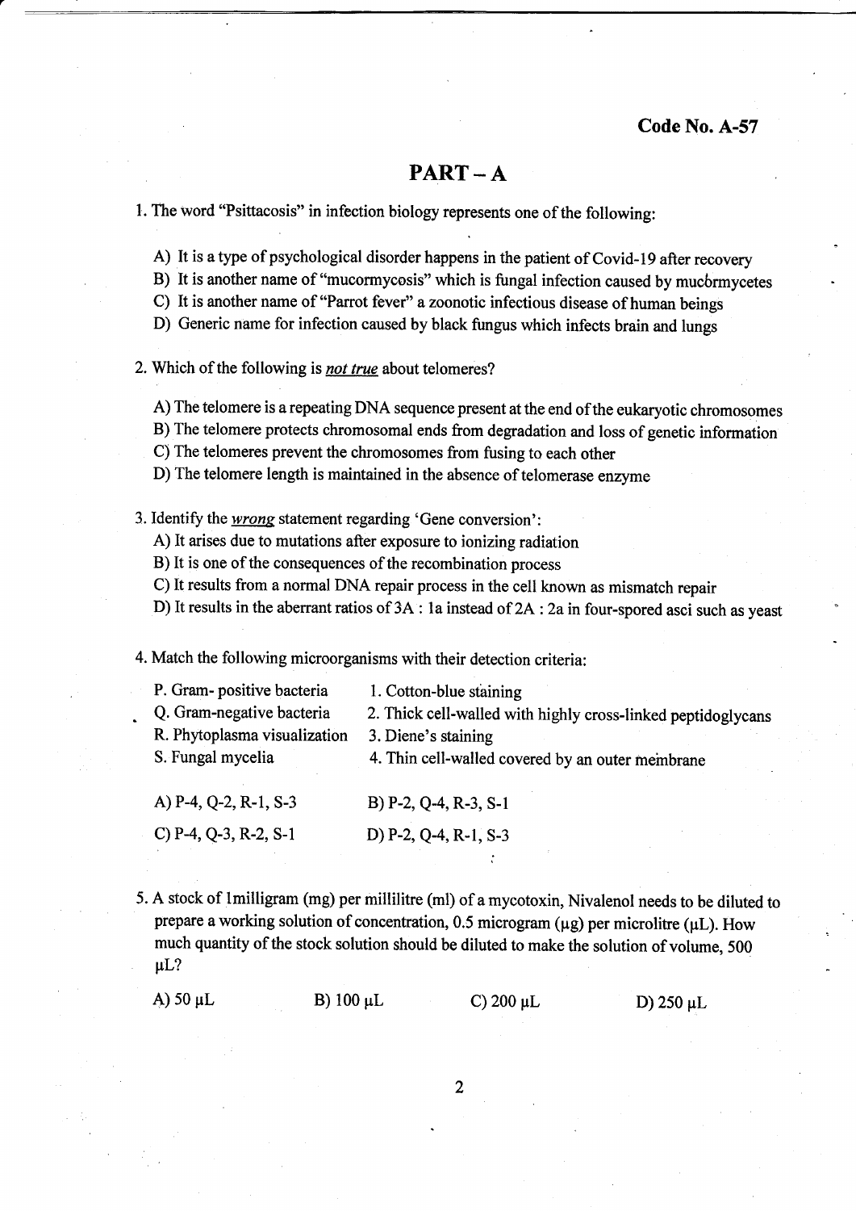Code No. A-57

## PART – A

1. The word "Psittacosis" in infection biology represents one of the following:

   A) It is a type of psychological disorder happens in the patient of Covid-19 after recovery
   B) It is another name of "mucormycosis" which is fungal infection caused by mucormycetes
   C) It is another name of "Parrot fever" a zoonotic infectious disease of human beings
   D) Generic name for infection caused by black fungus which infects brain and lungs

2. Which of the following is ***not true*** about telomeres?

   A) The telomere is a repeating DNA sequence present at the end of the eukaryotic chromosomes
   B) The telomere protects chromosomal ends from degradation and loss of genetic information
   C) The telomeres prevent the chromosomes from fusing to each other
   D) The telomere length is maintained in the absence of telomerase enzyme

3. Identify the ***wrong*** statement regarding 'Gene conversion':
   A) It arises due to mutations after exposure to ionizing radiation
   B) It is one of the consequences of the recombination process
   C) It results from a normal DNA repair process in the cell known as mismatch repair
   D) It results in the aberrant ratios of 3A : 1a instead of 2A : 2a in four-spored asci such as yeast

4. Match the following microorganisms with their detection criteria:

| | |
|---|---|
| P. Gram- positive bacteria | 1. Cotton-blue staining |
| Q. Gram-negative bacteria | 2. Thick cell-walled with highly cross-linked peptidoglycans |
| R. Phytoplasma visualization | 3. Diene's staining |
| S. Fungal mycelia | 4. Thin cell-walled covered by an outer membrane |

   A) P-4, Q-2, R-1, S-3　　B) P-2, Q-4, R-3, S-1
   C) P-4, Q-3, R-2, S-1　　D) P-2, Q-4, R-1, S-3

5. A stock of 1milligram (mg) per millilitre (ml) of a mycotoxin, Nivalenol needs to be diluted to prepare a working solution of concentration, 0.5 microgram (µg) per microlitre (µL). How much quantity of the stock solution should be diluted to make the solution of volume, 500 µL?

   A) 50 µL　　B) 100 µL　　C) 200 µL　　D) 250 µL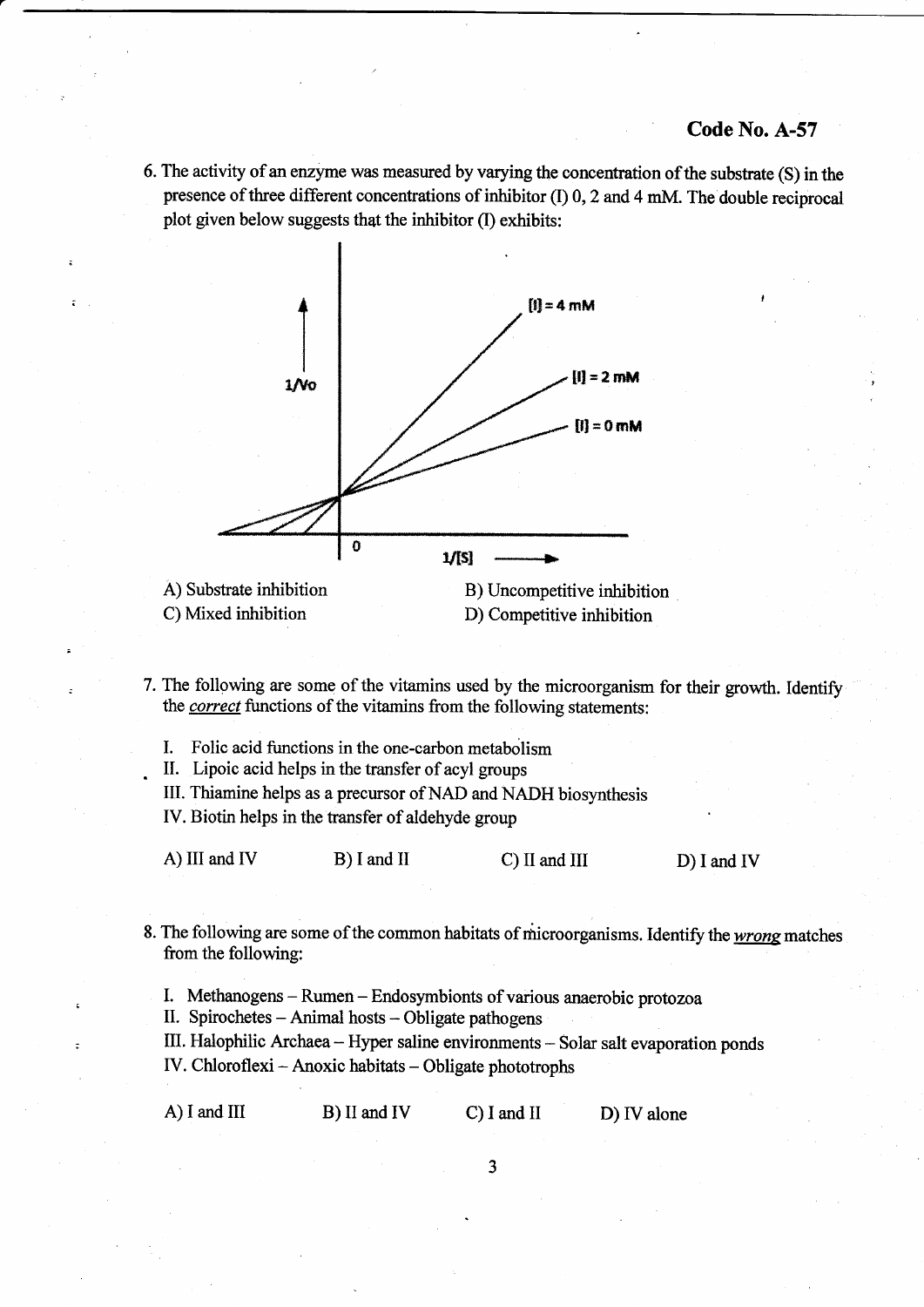**Code No. A-57**

6. The activity of an enzyme was measured by varying the concentration of the substrate (S) in the presence of three different concentrations of inhibitor (I) 0, 2 and 4 mM. The double reciprocal plot given below suggests that the inhibitor (I) exhibits:

   A) Substrate inhibition
   B) Uncompetitive inhibition
   C) Mixed inhibition
   D) Competitive inhibition

7. The following are some of the vitamins used by the microorganism for their growth. Identify the ***correct*** functions of the vitamins from the following statements:

   I. Folic acid functions in the one-carbon metabolism
   II. Lipoic acid helps in the transfer of acyl groups
   III. Thiamine helps as a precursor of NAD and NADH biosynthesis
   IV. Biotin helps in the transfer of aldehyde group

   A) III and IV
   B) I and II
   C) II and III
   D) I and IV

8. The following are some of the common habitats of microorganisms. Identify the ***wrong*** matches from the following:

   I. Methanogens – Rumen – Endosymbionts of various anaerobic protozoa
   II. Spirochetes – Animal hosts – Obligate pathogens
   III. Halophilic Archaea – Hyper saline environments – Solar salt evaporation ponds
   IV. Chloroflexi – Anoxic habitats – Obligate phototrophs

   A) I and III
   B) II and IV
   C) I and II
   D) IV alone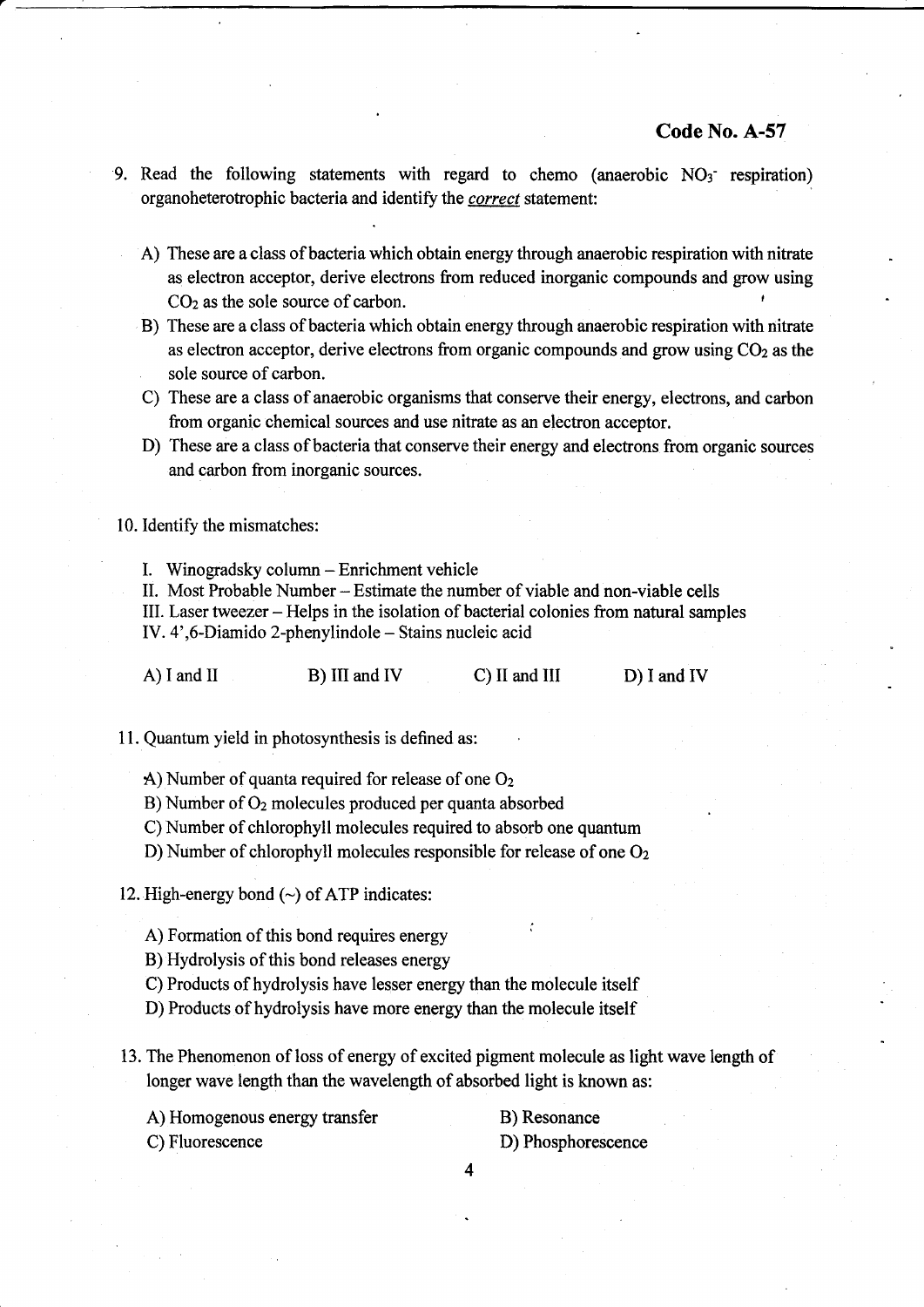**Code No. A-57**

9. Read the following statements with regard to chemo (anaerobic $NO_3^-$ respiration) organoheterotrophic bacteria and identify the *correct* statement:

   A) These are a class of bacteria which obtain energy through anaerobic respiration with nitrate as electron acceptor, derive electrons from reduced inorganic compounds and grow using $CO_2$ as the sole source of carbon.
   
   B) These are a class of bacteria which obtain energy through anaerobic respiration with nitrate as electron acceptor, derive electrons from organic compounds and grow using $CO_2$ as the sole source of carbon.
   
   C) These are a class of anaerobic organisms that conserve their energy, electrons, and carbon from organic chemical sources and use nitrate as an electron acceptor.
   
   D) These are a class of bacteria that conserve their energy and electrons from organic sources and carbon from inorganic sources.

10. Identify the mismatches:

    I. Winogradsky column – Enrichment vehicle
    
    II. Most Probable Number – Estimate the number of viable and non-viable cells
    
    III. Laser tweezer – Helps in the isolation of bacterial colonies from natural samples
    
    IV. 4',6-Diamido 2-phenylindole – Stains nucleic acid

    A) I and II    B) III and IV    C) II and III    D) I and IV

11. Quantum yield in photosynthesis is defined as:

    A) Number of quanta required for release of one $O_2$
    
    B) Number of $O_2$ molecules produced per quanta absorbed
    
    C) Number of chlorophyll molecules required to absorb one quantum
    
    D) Number of chlorophyll molecules responsible for release of one $O_2$

12. High-energy bond (~) of ATP indicates:

    A) Formation of this bond requires energy
    
    B) Hydrolysis of this bond releases energy
    
    C) Products of hydrolysis have lesser energy than the molecule itself
    
    D) Products of hydrolysis have more energy than the molecule itself

13. The Phenomenon of loss of energy of excited pigment molecule as light wave length of longer wave length than the wavelength of absorbed light is known as:

    A) Homogenous energy transfer    B) Resonance
    
    C) Fluorescence    D) Phosphorescence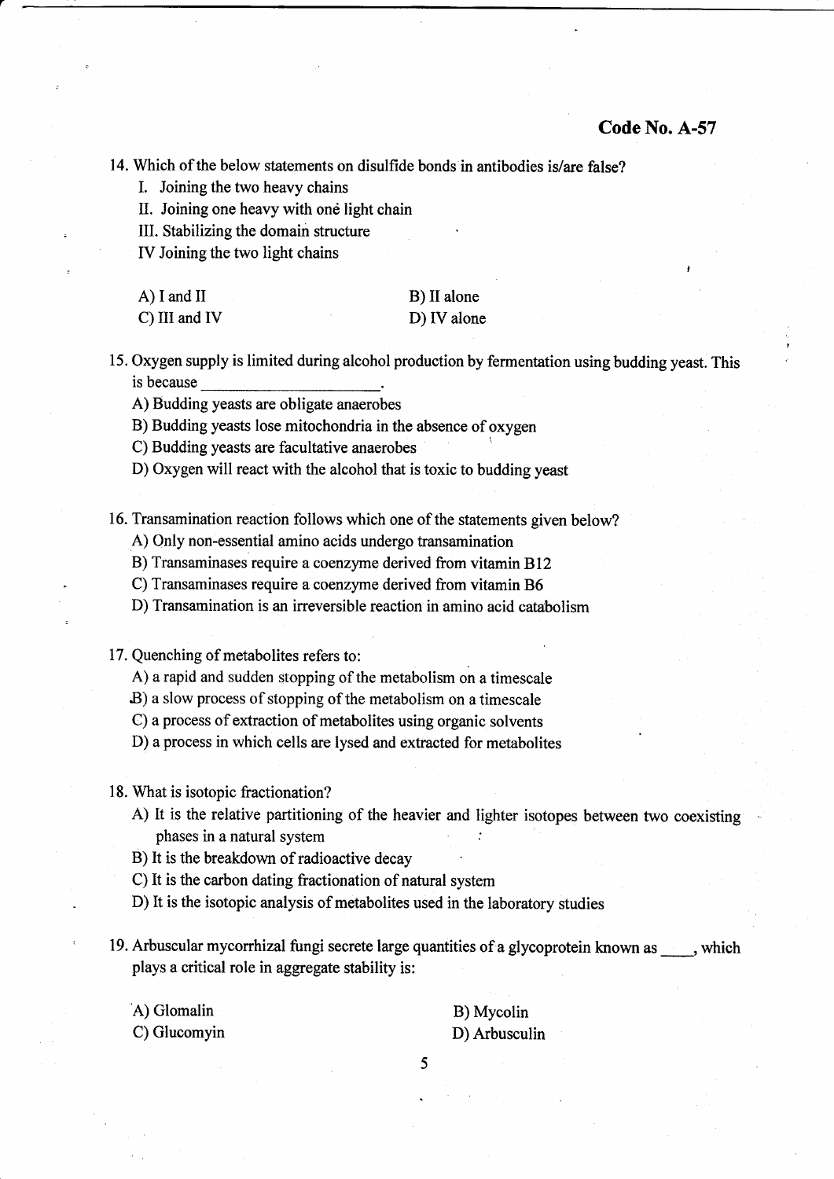Code No. A-57

14. Which of the below statements on disulfide bonds in antibodies is/are false?

    I. Joining the two heavy chains
    
    II. Joining one heavy with one light chain
    
    III. Stabilizing the domain structure
    
    IV Joining the two light chains

    A) I and II　　　　B) II alone
    
    C) III and IV　　　　D) IV alone

15. Oxygen supply is limited during alcohol production by fermentation using budding yeast. This is because ____________________.

    A) Budding yeasts are obligate anaerobes
    
    B) Budding yeasts lose mitochondria in the absence of oxygen
    
    C) Budding yeasts are facultative anaerobes
    
    D) Oxygen will react with the alcohol that is toxic to budding yeast

16. Transamination reaction follows which one of the statements given below?

    A) Only non-essential amino acids undergo transamination
    
    B) Transaminases require a coenzyme derived from vitamin B12
    
    C) Transaminases require a coenzyme derived from vitamin B6
    
    D) Transamination is an irreversible reaction in amino acid catabolism

17. Quenching of metabolites refers to:

    A) a rapid and sudden stopping of the metabolism on a timescale
    
    B) a slow process of stopping of the metabolism on a timescale
    
    C) a process of extraction of metabolites using organic solvents
    
    D) a process in which cells are lysed and extracted for metabolites

18. What is isotopic fractionation?

    A) It is the relative partitioning of the heavier and lighter isotopes between two coexisting phases in a natural system
    
    B) It is the breakdown of radioactive decay
    
    C) It is the carbon dating fractionation of natural system
    
    D) It is the isotopic analysis of metabolites used in the laboratory studies

19. Arbuscular mycorrhizal fungi secrete large quantities of a glycoprotein known as ____, which plays a critical role in aggregate stability is:

    A) Glomalin　　　　B) Mycolin
    
    C) Glucomyin　　　　D) Arbusculin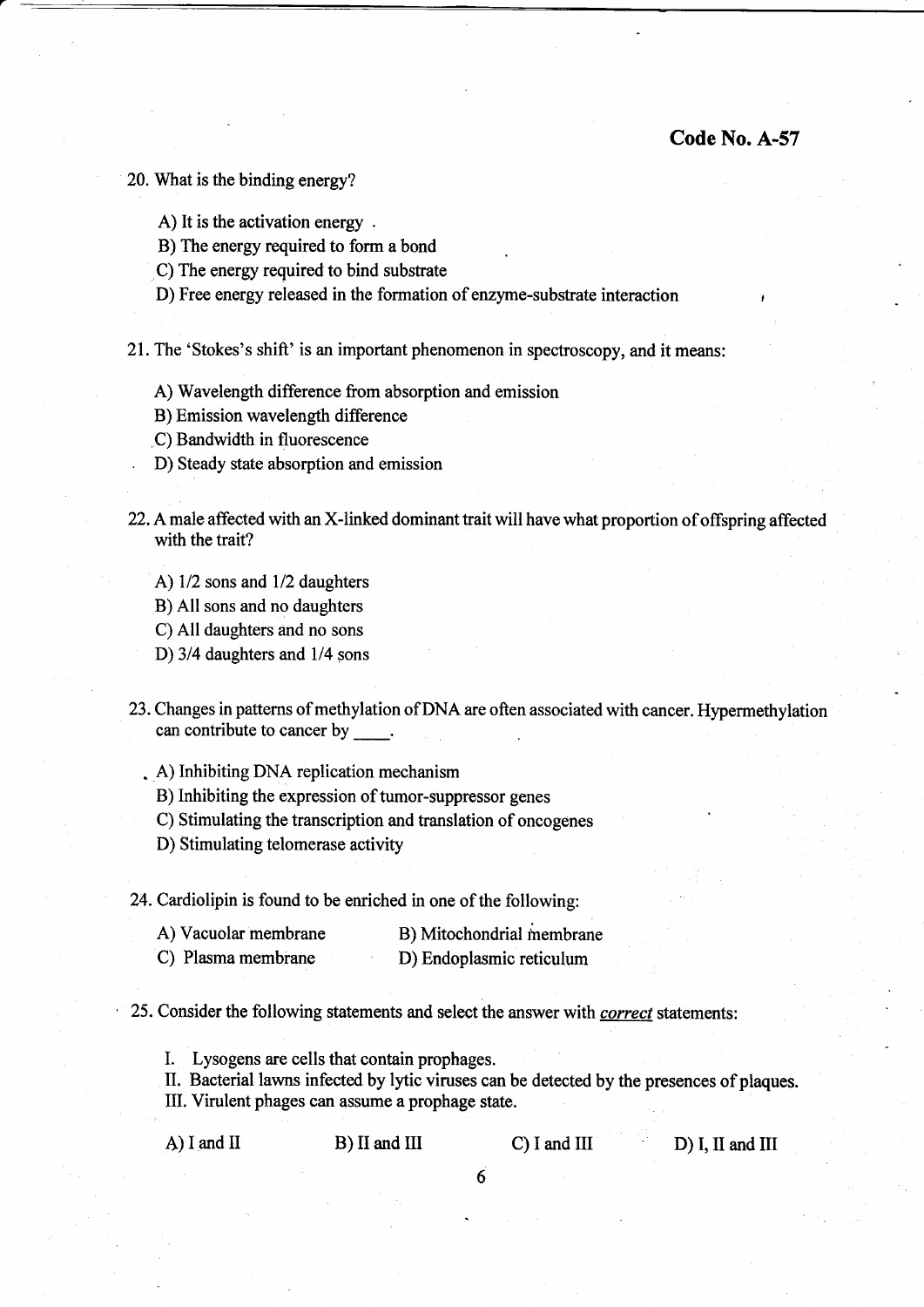**Code No. A-57**

20. What is the binding energy?

    A) It is the activation energy
    B) The energy required to form a bond
    C) The energy required to bind substrate
    D) Free energy released in the formation of enzyme-substrate interaction

21. The 'Stokes's shift' is an important phenomenon in spectroscopy, and it means:

    A) Wavelength difference from absorption and emission
    B) Emission wavelength difference
    C) Bandwidth in fluorescence
    D) Steady state absorption and emission

22. A male affected with an X-linked dominant trait will have what proportion of offspring affected with the trait?

    A) 1/2 sons and 1/2 daughters
    B) All sons and no daughters
    C) All daughters and no sons
    D) 3/4 daughters and 1/4 sons

23. Changes in patterns of methylation of DNA are often associated with cancer. Hypermethylation can contribute to cancer by ____.

    A) Inhibiting DNA replication mechanism
    B) Inhibiting the expression of tumor-suppressor genes
    C) Stimulating the transcription and translation of oncogenes
    D) Stimulating telomerase activity

24. Cardiolipin is found to be enriched in one of the following:

    A) Vacuolar membrane
    B) Mitochondrial membrane
    C) Plasma membrane
    D) Endoplasmic reticulum

25. Consider the following statements and select the answer with *correct* statements:

    I. Lysogens are cells that contain prophages.
    II. Bacterial lawns infected by lytic viruses can be detected by the presences of plaques.
    III. Virulent phages can assume a prophage state.

    A) I and II
    B) II and III
    C) I and III
    D) I, II and III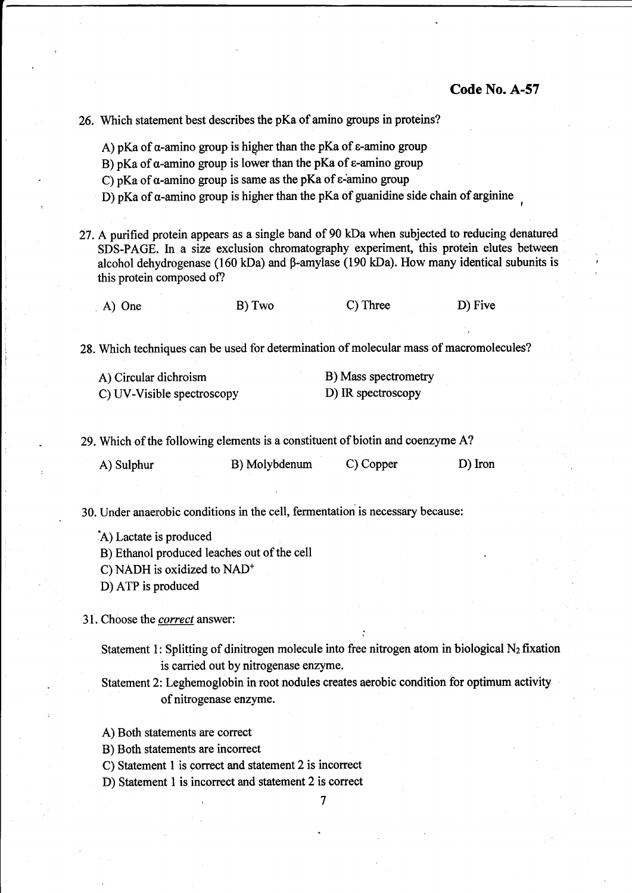**Code No. A-57**

26. Which statement best describes the pKa of amino groups in proteins?

    A) pKa of α-amino group is higher than the pKa of ε-amino group
    B) pKa of α-amino group is lower than the pKa of ε-amino group
    C) pKa of α-amino group is same as the pKa of ε-amino group
    D) pKa of α-amino group is higher than the pKa of guanidine side chain of arginine

27. A purified protein appears as a single band of 90 kDa when subjected to reducing denatured SDS-PAGE. In a size exclusion chromatography experiment, this protein elutes between alcohol dehydrogenase (160 kDa) and β-amylase (190 kDa). How many identical subunits is this protein composed of?

    A) One  B) Two  C) Three  D) Five

28. Which techniques can be used for determination of molecular mass of macromolecules?

    A) Circular dichroism  B) Mass spectrometry
    C) UV-Visible spectroscopy  D) IR spectroscopy

29. Which of the following elements is a constituent of biotin and coenzyme A?

    A) Sulphur  B) Molybdenum  C) Copper  D) Iron

30. Under anaerobic conditions in the cell, fermentation is necessary because:

    A) Lactate is produced
    B) Ethanol produced leaches out of the cell
    C) NADH is oxidized to $NAD^+$
    D) ATP is produced

31. Choose the *correct* answer:

    Statement 1: Splitting of dinitrogen molecule into free nitrogen atom in biological $N_2$ fixation is carried out by nitrogenase enzyme.
    Statement 2: Leghemoglobin in root nodules creates aerobic condition for optimum activity of nitrogenase enzyme.

    A) Both statements are correct
    B) Both statements are incorrect
    C) Statement 1 is correct and statement 2 is incorrect
    D) Statement 1 is incorrect and statement 2 is correct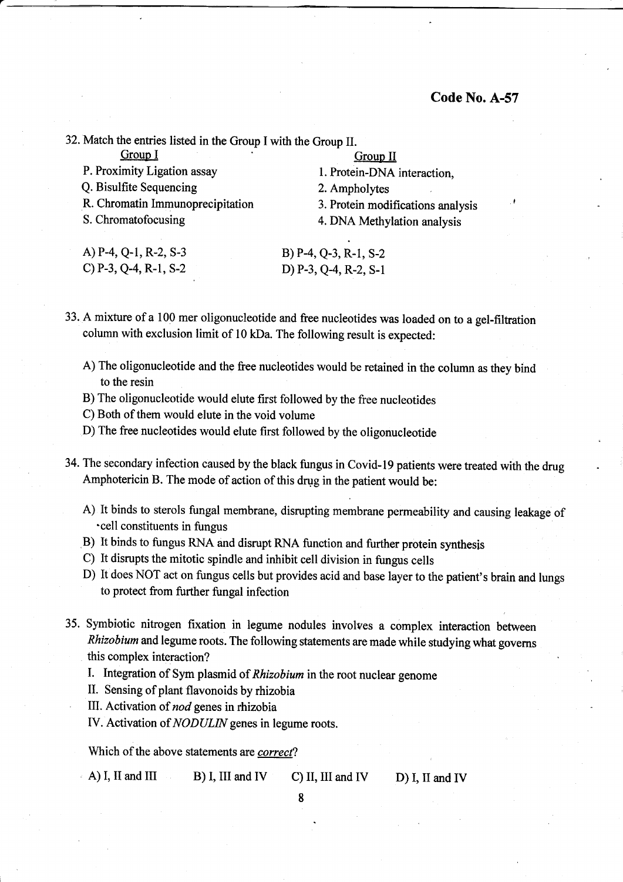**Code No. A-57**

32. Match the entries listed in the Group I with the Group II.

| Group I | Group II |
|---|---|
| P. Proximity Ligation assay | 1. Protein-DNA interaction, |
| Q. Bisulfite Sequencing | 2. Ampholytes |
| R. Chromatin Immunoprecipitation | 3. Protein modifications analysis |
| S. Chromatofocusing | 4. DNA Methylation analysis |

A) P-4, Q-1, R-2, S-3 B) P-4, Q-3, R-1, S-2
C) P-3, Q-4, R-1, S-2 D) P-3, Q-4, R-2, S-1

33. A mixture of a 100 mer oligonucleotide and free nucleotides was loaded on to a gel-filtration column with exclusion limit of 10 kDa. The following result is expected:

A) The oligonucleotide and the free nucleotides would be retained in the column as they bind to the resin
B) The oligonucleotide would elute first followed by the free nucleotides
C) Both of them would elute in the void volume
D) The free nucleotides would elute first followed by the oligonucleotide

34. The secondary infection caused by the black fungus in Covid-19 patients were treated with the drug Amphotericin B. The mode of action of this drug in the patient would be:

A) It binds to sterols fungal membrane, disrupting membrane permeability and causing leakage of cell constituents in fungus
B) It binds to fungus RNA and disrupt RNA function and further protein synthesis
C) It disrupts the mitotic spindle and inhibit cell division in fungus cells
D) It does NOT act on fungus cells but provides acid and base layer to the patient's brain and lungs to protect from further fungal infection

35. Symbiotic nitrogen fixation in legume nodules involves a complex interaction between *Rhizobium* and legume roots. The following statements are made while studying what governs this complex interaction?

I. Integration of Sym plasmid of *Rhizobium* in the root nuclear genome
II. Sensing of plant flavonoids by rhizobia
III. Activation of *nod* genes in rhizobia
IV. Activation of *NODULIN* genes in legume roots.

Which of the above statements are ***correct***?

A) I, II and III B) I, III and IV C) II, III and IV D) I, II and IV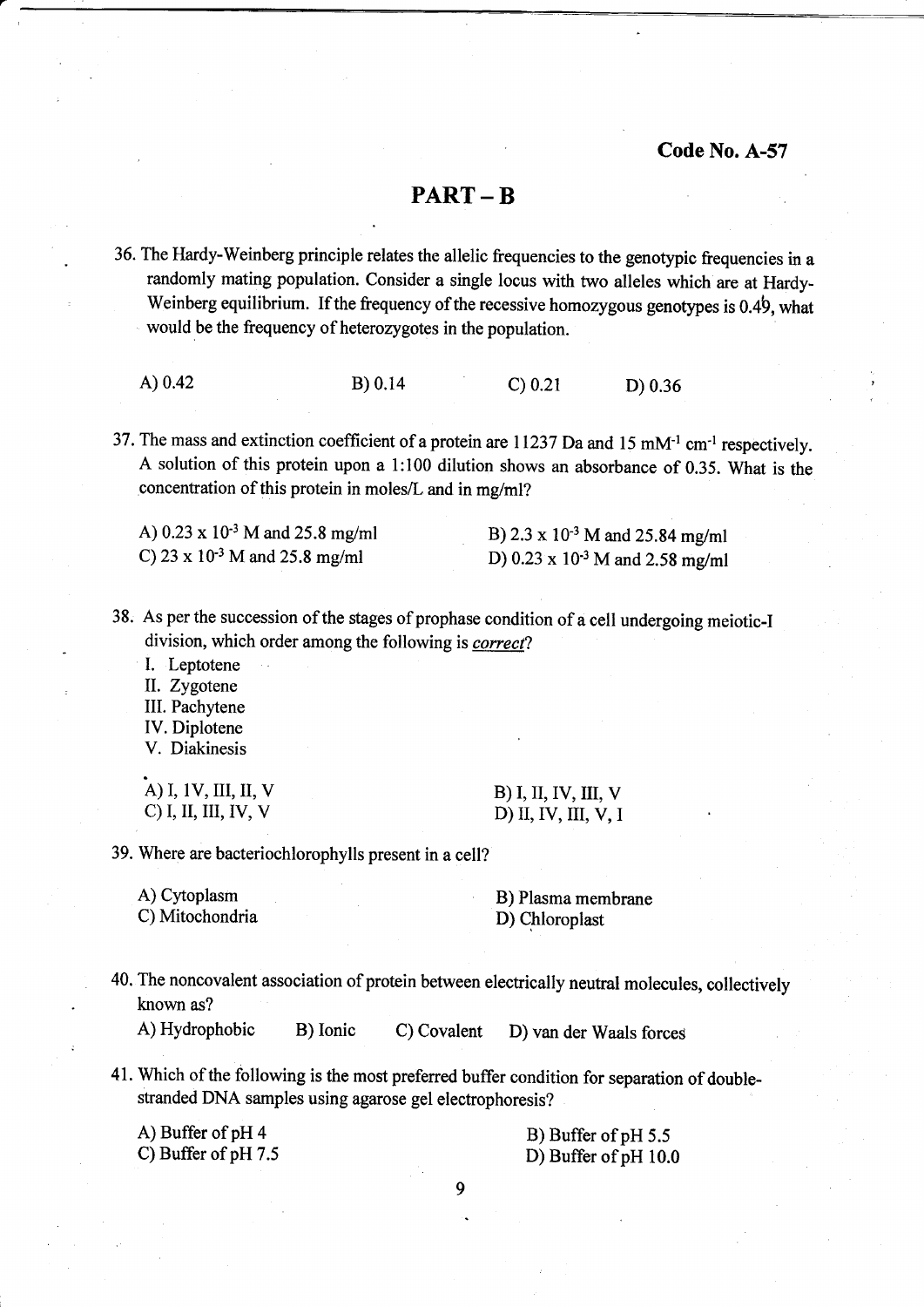**Code No. A-57**

# PART – B

36. The Hardy-Weinberg principle relates the allelic frequencies to the genotypic frequencies in a randomly mating population. Consider a single locus with two alleles which are at Hardy-Weinberg equilibrium. If the frequency of the recessive homozygous genotypes is 0.49, what would be the frequency of heterozygotes in the population.

A) 0.42　　B) 0.14　　C) 0.21　　D) 0.36

37. The mass and extinction coefficient of a protein are 11237 Da and 15 $mM^{-1}$ $cm^{-1}$ respectively. A solution of this protein upon a 1:100 dilution shows an absorbance of 0.35. What is the concentration of this protein in moles/L and in mg/ml?

A) $0.23 \times 10^{-3}$ M and 25.8 mg/ml
B) $2.3 \times 10^{-3}$ M and 25.84 mg/ml
C) $23 \times 10^{-3}$ M and 25.8 mg/ml
D) $0.23 \times 10^{-3}$ M and 2.58 mg/ml

38. As per the succession of the stages of prophase condition of a cell undergoing meiotic-I division, which order among the following is *correct*?

I. Leptotene
II. Zygotene
III. Pachytene
IV. Diplotene
V. Diakinesis

A) I, IV, III, II, V
B) I, II, IV, III, V
C) I, II, III, IV, V
D) II, IV, III, V, I

39. Where are bacteriochlorophylls present in a cell?

A) Cytoplasm
B) Plasma membrane
C) Mitochondria
D) Chloroplast

40. The noncovalent association of protein between electrically neutral molecules, collectively known as?

A) Hydrophobic　　B) Ionic　　C) Covalent　　D) van der Waals forces

41. Which of the following is the most preferred buffer condition for separation of double-stranded DNA samples using agarose gel electrophoresis?

A) Buffer of pH 4
B) Buffer of pH 5.5
C) Buffer of pH 7.5
D) Buffer of pH 10.0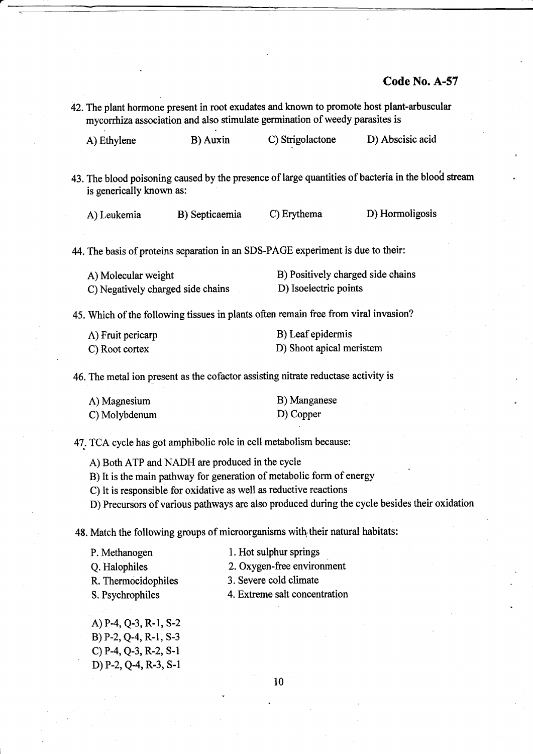**Code No. A-57**

42. The plant hormone present in root exudates and known to promote host plant-arbuscular mycorrhiza association and also stimulate germination of weedy parasites is

    A) Ethylene    B) Auxin    C) Strigolactone    D) Abscisic acid

43. The blood poisoning caused by the presence of large quantities of bacteria in the blood stream is generically known as:

    A) Leukemia    B) Septicaemia    C) Erythema    D) Hormoligosis

44. The basis of proteins separation in an SDS-PAGE experiment is due to their:

    A) Molecular weight
    B) Positively charged side chains
    C) Negatively charged side chains
    D) Isoelectric points

45. Which of the following tissues in plants often remain free from viral invasion?

    A) Fruit pericarp
    B) Leaf epidermis
    C) Root cortex
    D) Shoot apical meristem

46. The metal ion present as the cofactor assisting nitrate reductase activity is

    A) Magnesium
    B) Manganese
    C) Molybdenum
    D) Copper

47. TCA cycle has got amphibolic role in cell metabolism because:

    A) Both ATP and NADH are produced in the cycle
    B) It is the main pathway for generation of metabolic form of energy
    C) It is responsible for oxidative as well as reductive reactions
    D) Precursors of various pathways are also produced during the cycle besides their oxidation

48. Match the following groups of microorganisms with their natural habitats:

    P. Methanogen — 1. Hot sulphur springs
    Q. Halophiles — 2. Oxygen-free environment
    R. Thermocidophiles — 3. Severe cold climate
    S. Psychrophiles — 4. Extreme salt concentration

    A) P-4, Q-3, R-1, S-2
    B) P-2, Q-4, R-1, S-3
    C) P-4, Q-3, R-2, S-1
    D) P-2, Q-4, R-3, S-1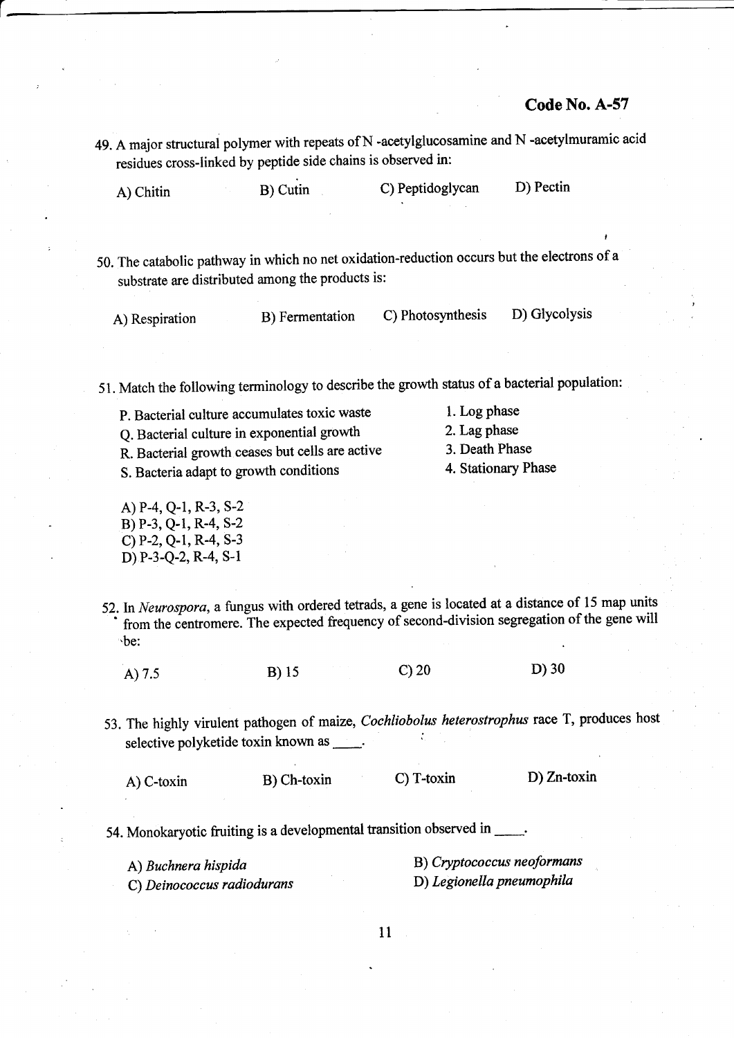Code No. A-57

49. A major structural polymer with repeats of N -acetylglucosamine and N -acetylmuramic acid residues cross-linked by peptide side chains is observed in:

A) Chitin B) Cutin C) Peptidoglycan D) Pectin

50. The catabolic pathway in which no net oxidation-reduction occurs but the electrons of a substrate are distributed among the products is:

A) Respiration B) Fermentation C) Photosynthesis D) Glycolysis

51. Match the following terminology to describe the growth status of a bacterial population:

| | |
|---|---|
| P. Bacterial culture accumulates toxic waste | 1. Log phase |
| Q. Bacterial culture in exponential growth | 2. Lag phase |
| R. Bacterial growth ceases but cells are active | 3. Death Phase |
| S. Bacteria adapt to growth conditions | 4. Stationary Phase |

A) P-4, Q-1, R-3, S-2
B) P-3, Q-1, R-4, S-2
C) P-2, Q-1, R-4, S-3
D) P-3-Q-2, R-4, S-1

52. In *Neurospora*, a fungus with ordered tetrads, a gene is located at a distance of 15 map units from the centromere. The expected frequency of second-division segregation of the gene will be:

A) 7.5 B) 15 C) 20 D) 30

53. The highly virulent pathogen of maize, *Cochliobolus heterostrophus* race T, produces host selective polyketide toxin known as ____.

A) C-toxin B) Ch-toxin C) T-toxin D) Zn-toxin

54. Monokaryotic fruiting is a developmental transition observed in ____.

A) *Buchnera hispida*
B) *Cryptococcus neoformans*
C) *Deinococcus radiodurans*
D) *Legionella pneumophila*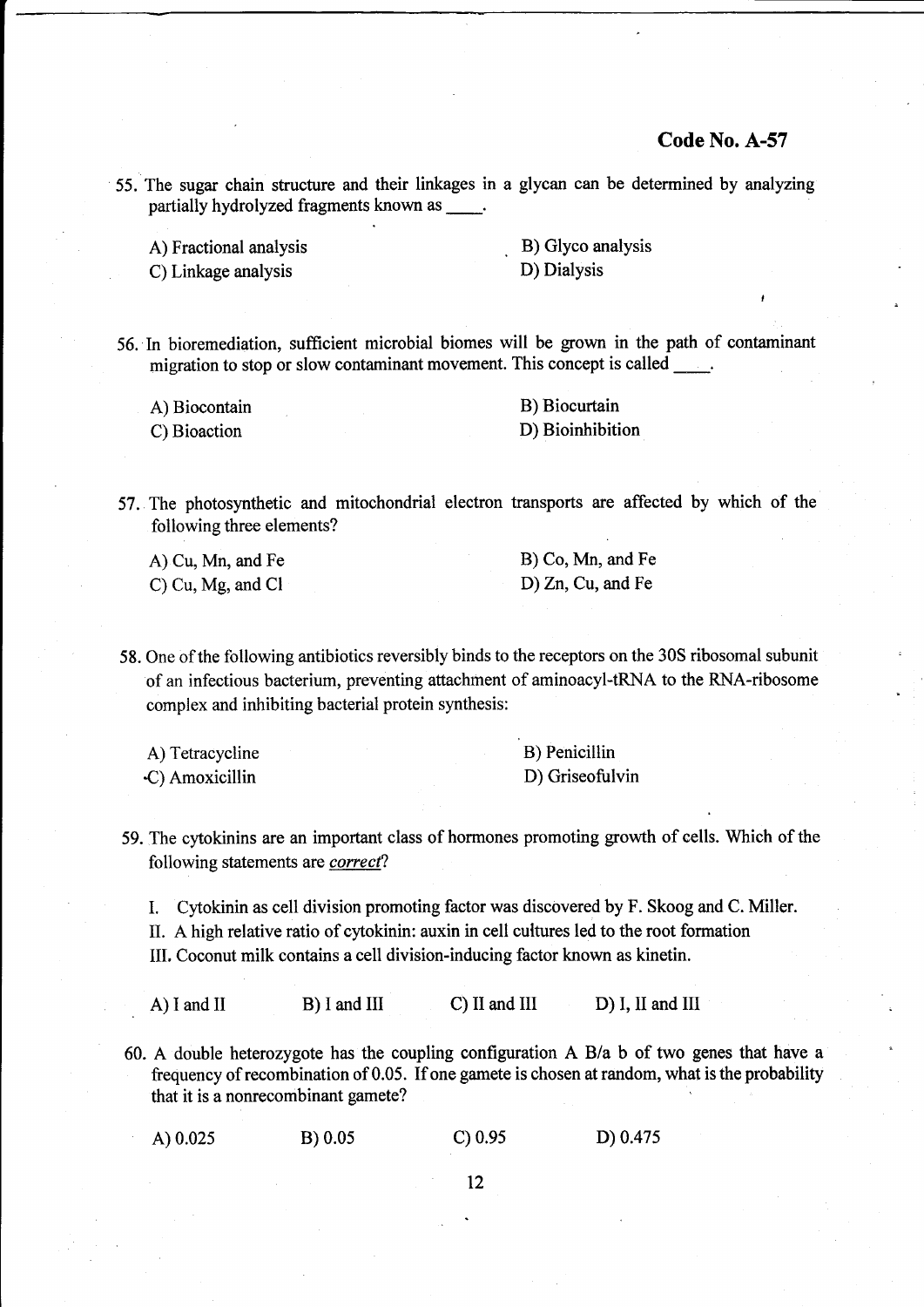**Code No. A-57**

55. The sugar chain structure and their linkages in a glycan can be determined by analyzing partially hydrolyzed fragments known as ____.

A) Fractional analysis
B) Glyco analysis
C) Linkage analysis
D) Dialysis

56. In bioremediation, sufficient microbial biomes will be grown in the path of contaminant migration to stop or slow contaminant movement. This concept is called ____.

A) Biocontain
B) Biocurtain
C) Bioaction
D) Bioinhibition

57. The photosynthetic and mitochondrial electron transports are affected by which of the following three elements?

A) Cu, Mn, and Fe
B) Co, Mn, and Fe
C) Cu, Mg, and Cl
D) Zn, Cu, and Fe

58. One of the following antibiotics reversibly binds to the receptors on the 30S ribosomal subunit of an infectious bacterium, preventing attachment of aminoacyl-tRNA to the RNA-ribosome complex and inhibiting bacterial protein synthesis:

A) Tetracycline
B) Penicillin
C) Amoxicillin
D) Griseofulvin

59. The cytokinins are an important class of hormones promoting growth of cells. Which of the following statements are ***correct***?

I. Cytokinin as cell division promoting factor was discovered by F. Skoog and C. Miller.
II. A high relative ratio of cytokinin: auxin in cell cultures led to the root formation
III. Coconut milk contains a cell division-inducing factor known as kinetin.

A) I and II
B) I and III
C) II and III
D) I, II and III

60. A double heterozygote has the coupling configuration A B/a b of two genes that have a frequency of recombination of 0.05. If one gamete is chosen at random, what is the probability that it is a nonrecombinant gamete?

A) 0.025
B) 0.05
C) 0.95
D) 0.475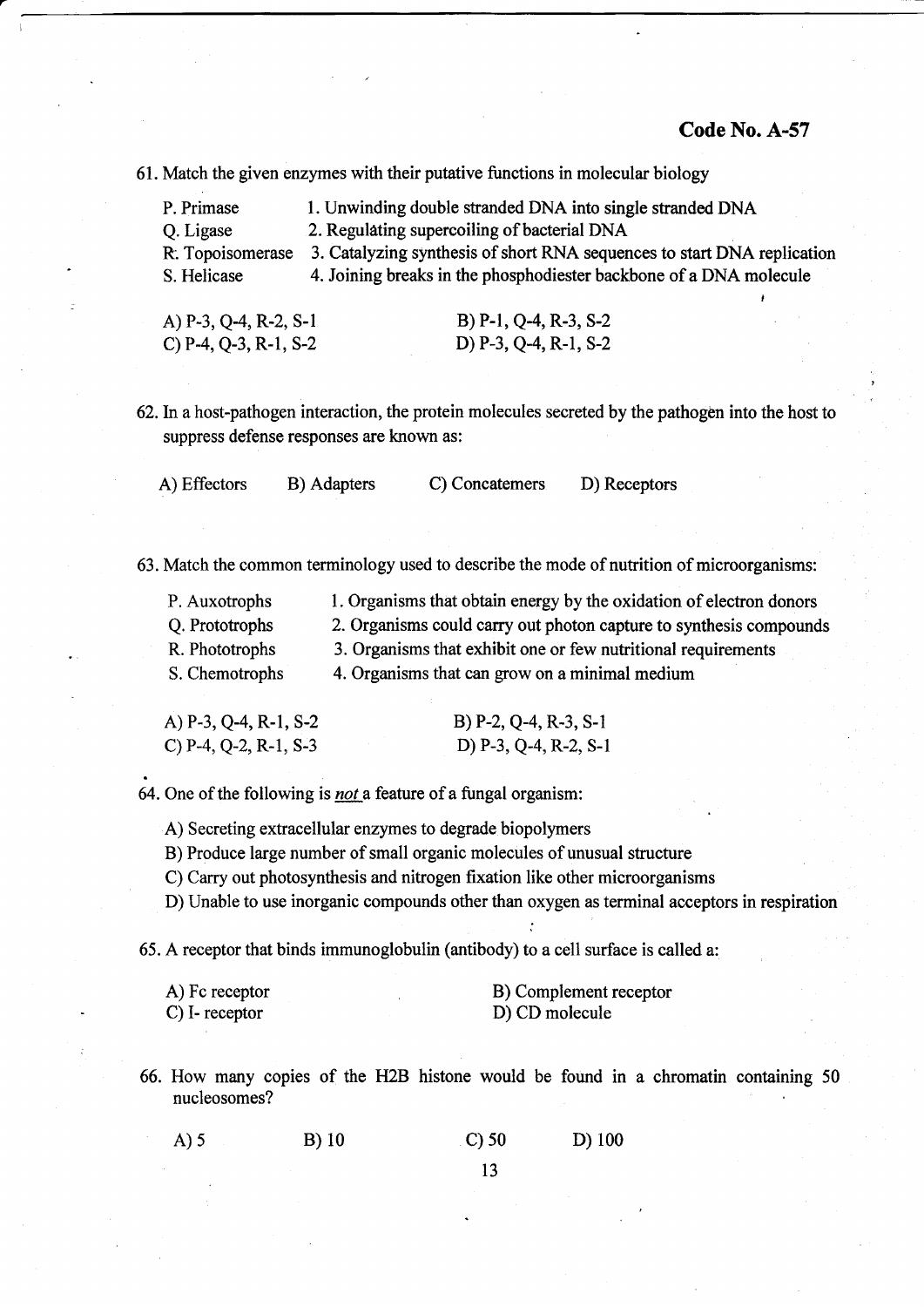**Code No. A-57**

61. Match the given enzymes with their putative functions in molecular biology

| | |
|---|---|
| P. Primase | 1. Unwinding double stranded DNA into single stranded DNA |
| Q. Ligase | 2. Regulating supercoiling of bacterial DNA |
| R. Topoisomerase | 3. Catalyzing synthesis of short RNA sequences to start DNA replication |
| S. Helicase | 4. Joining breaks in the phosphodiester backbone of a DNA molecule |

A) P-3, Q-4, R-2, S-1 B) P-1, Q-4, R-3, S-2
C) P-4, Q-3, R-1, S-2 D) P-3, Q-4, R-1, S-2

62. In a host-pathogen interaction, the protein molecules secreted by the pathogen into the host to suppress defense responses are known as:

A) Effectors B) Adapters C) Concatemers D) Receptors

63. Match the common terminology used to describe the mode of nutrition of microorganisms:

| | |
|---|---|
| P. Auxotrophs | 1. Organisms that obtain energy by the oxidation of electron donors |
| Q. Prototrophs | 2. Organisms could carry out photon capture to synthesis compounds |
| R. Phototrophs | 3. Organisms that exhibit one or few nutritional requirements |
| S. Chemotrophs | 4. Organisms that can grow on a minimal medium |

A) P-3, Q-4, R-1, S-2 B) P-2, Q-4, R-3, S-1
C) P-4, Q-2, R-1, S-3 D) P-3, Q-4, R-2, S-1

64. One of the following is *not* a feature of a fungal organism:

A) Secreting extracellular enzymes to degrade biopolymers
B) Produce large number of small organic molecules of unusual structure
C) Carry out photosynthesis and nitrogen fixation like other microorganisms
D) Unable to use inorganic compounds other than oxygen as terminal acceptors in respiration

65. A receptor that binds immunoglobulin (antibody) to a cell surface is called a:

A) Fc receptor B) Complement receptor
C) I- receptor D) CD molecule

66. How many copies of the H2B histone would be found in a chromatin containing 50 nucleosomes?

A) 5 B) 10 C) 50 D) 100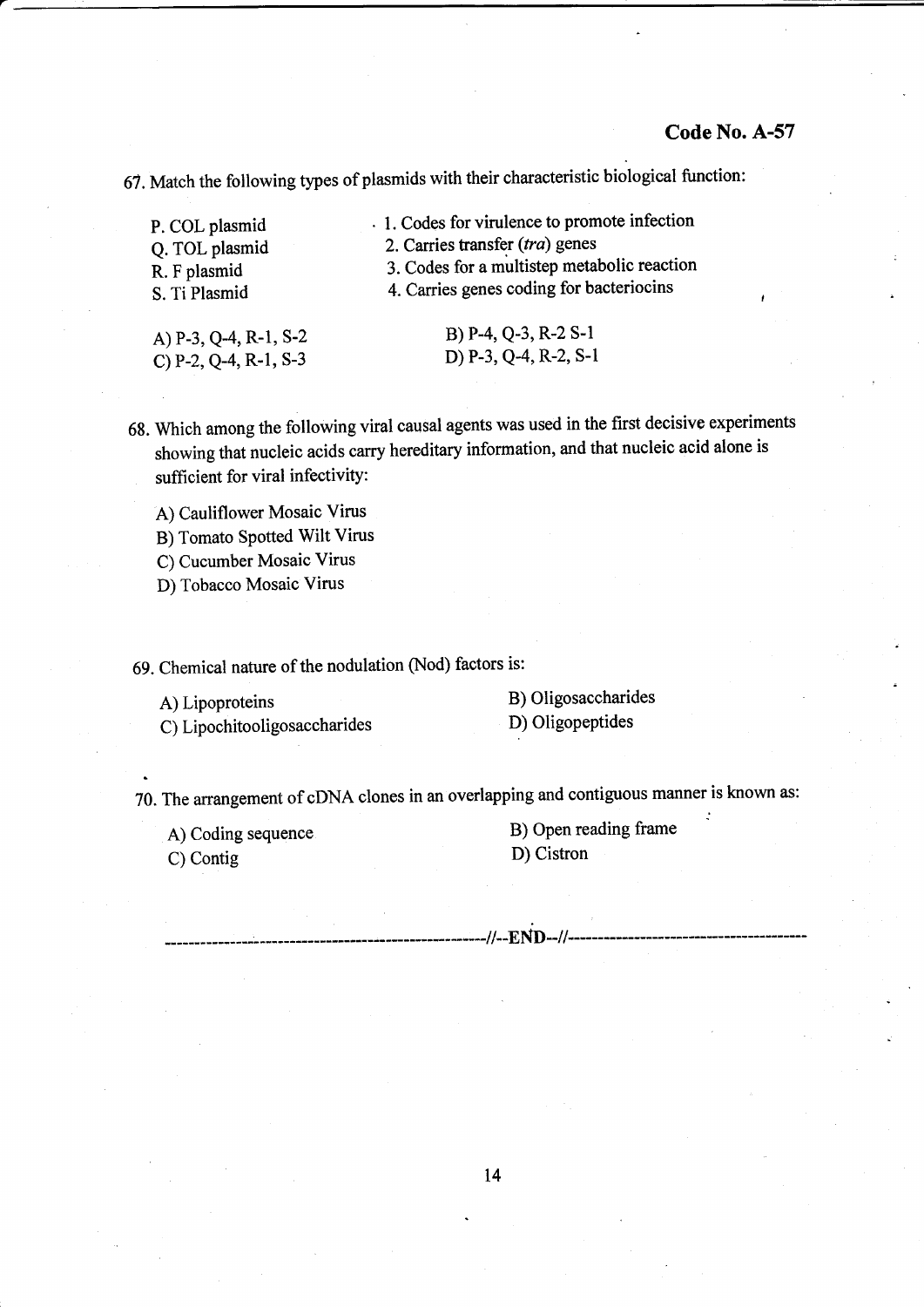67. Match the following types of plasmids with their characteristic biological function:

| | |
|---|---|
| P. COL plasmid | 1. Codes for virulence to promote infection |
| Q. TOL plasmid | 2. Carries transfer (*tra*) genes |
| R. F plasmid | 3. Codes for a multistep metabolic reaction |
| S. Ti Plasmid | 4. Carries genes coding for bacteriocins |

A) P-3, Q-4, R-1, S-2
B) P-4, Q-3, R-2 S-1
C) P-2, Q-4, R-1, S-3
D) P-3, Q-4, R-2, S-1

68. Which among the following viral causal agents was used in the first decisive experiments showing that nucleic acids carry hereditary information, and that nucleic acid alone is sufficient for viral infectivity:

A) Cauliflower Mosaic Virus
B) Tomato Spotted Wilt Virus
C) Cucumber Mosaic Virus
D) Tobacco Mosaic Virus

69. Chemical nature of the nodulation (Nod) factors is:

A) Lipoproteins
B) Oligosaccharides
C) Lipochitooligosaccharides
D) Oligopeptides

70. The arrangement of cDNA clones in an overlapping and contiguous manner is known as:

A) Coding sequence
B) Open reading frame
C) Contig
D) Cistron

-----------------------------------------------------//--END--//-----------------------------------------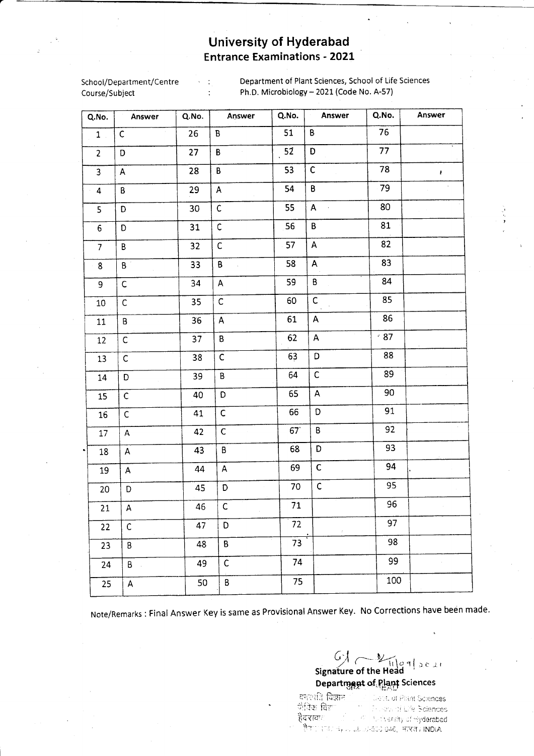# University of Hyderabad
## Entrance Examinations - 2021

School/Department/Centre : Department of Plant Sciences, School of Life Sciences
Course/Subject : Ph.D. Microbiology – 2021 (Code No. A-57)

| Q.No. | Answer | Q.No. | Answer | Q.No. | Answer | Q.No. | Answer |
|---|---|---|---|---|---|---|---|
| 1 | C | 26 | B | 51 | B | 76 | |
| 2 | D | 27 | B | 52 | D | 77 | |
| 3 | A | 28 | B | 53 | C | 78 | |
| 4 | B | 29 | A | 54 | B | 79 | |
| 5 | D | 30 | C | 55 | A | 80 | |
| 6 | D | 31 | C | 56 | B | 81 | |
| 7 | B | 32 | C | 57 | A | 82 | |
| 8 | B | 33 | B | 58 | A | 83 | |
| 9 | C | 34 | A | 59 | B | 84 | |
| 10 | C | 35 | C | 60 | C | 85 | |
| 11 | B | 36 | A | 61 | A | 86 | |
| 12 | C | 37 | B | 62 | A | 87 | |
| 13 | C | 38 | C | 63 | D | 88 | |
| 14 | D | 39 | B | 64 | C | 89 | |
| 15 | C | 40 | D | 65 | A | 90 | |
| 16 | C | 41 | C | 66 | D | 91 | |
| 17 | A | 42 | C | 67 | B | 92 | |
| 18 | A | 43 | B | 68 | D | 93 | |
| 19 | A | 44 | A | 69 | C | 94 | |
| 20 | D | 45 | D | 70 | C | 95 | |
| 21 | A | 46 | C | 71 | | 96 | |
| 22 | C | 47 | D | 72 | | 97 | |
| 23 | B | 48 | B | 73 | | 98 | |
| 24 | B | 49 | C | 74 | | 99 | |
| 25 | A | 50 | B | 75 | | 100 | |

Note/Remarks : Final Answer Key is same as Provisional Answer Key. No Corrections have been made.

Signature of the Head
Department of Plant Sciences